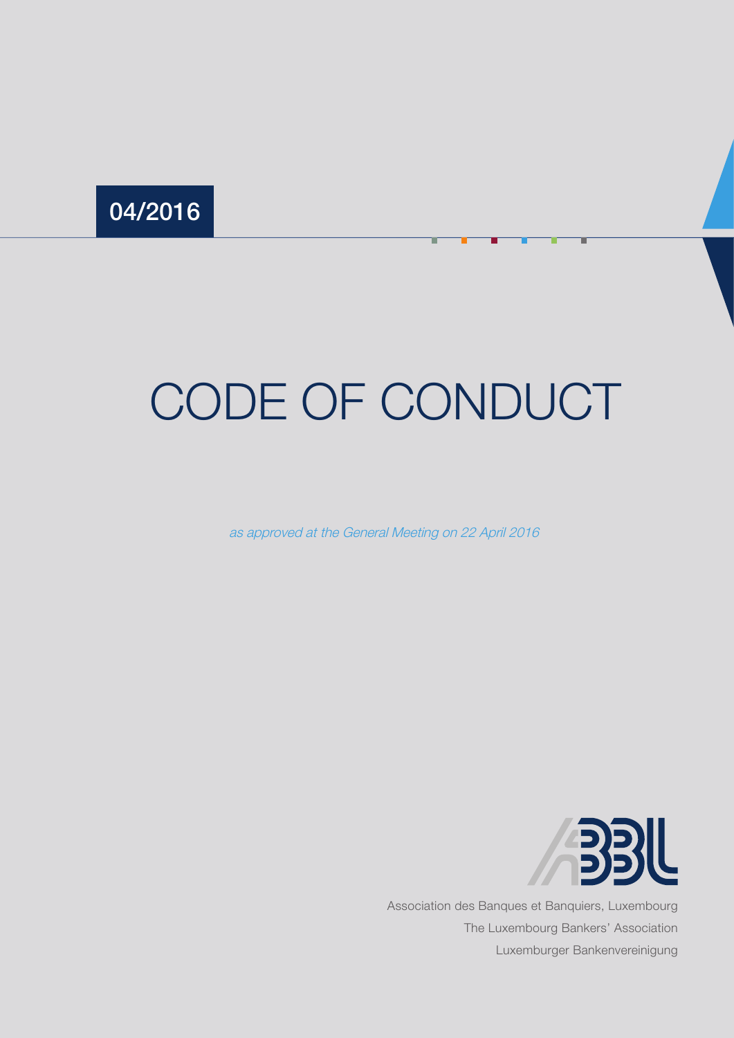04/2016

# CODE OF CONDUCT

*as approved at the General Meeting on 22 April 2016*

Association des Banques et Banquiers, Luxembourg
The Luxembourg Bankers' Association
Luxemburger Bankenvereinigung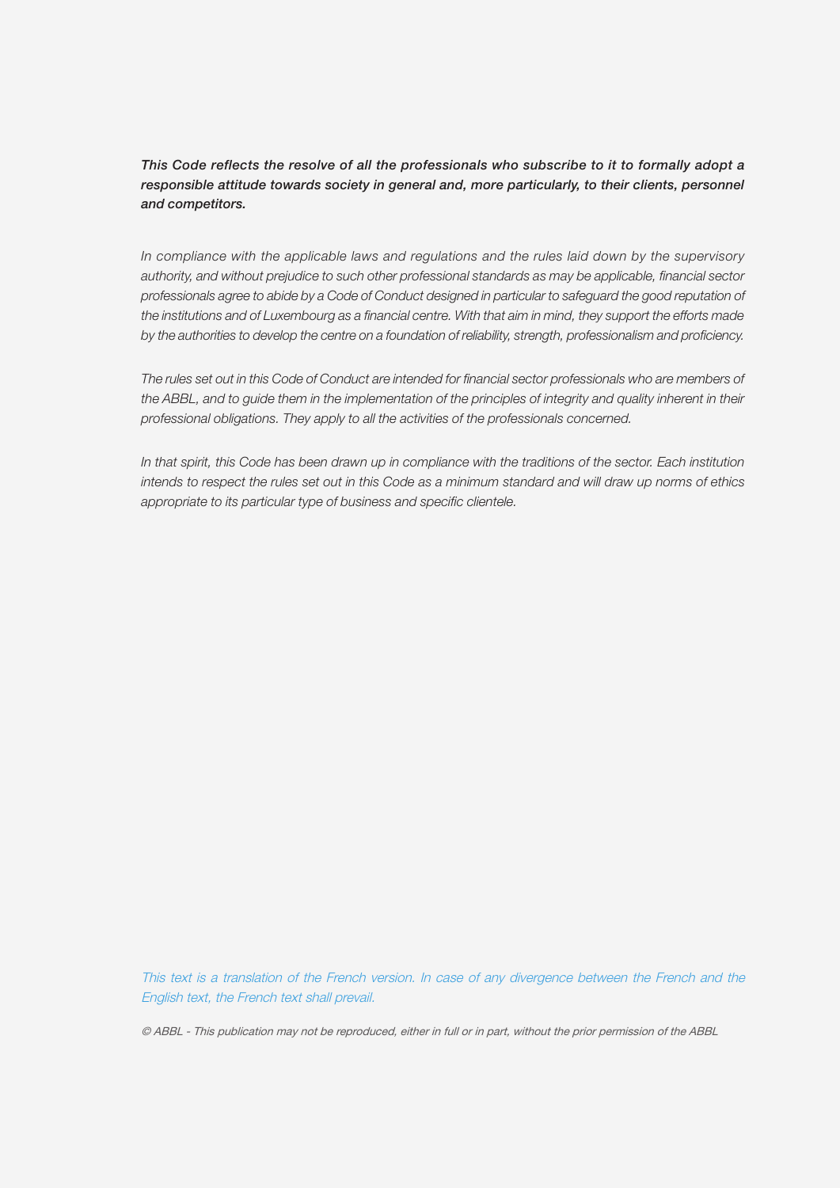***This Code reflects the resolve of all the professionals who subscribe to it to formally adopt a responsible attitude towards society in general and, more particularly, to their clients, personnel and competitors.***

*In compliance with the applicable laws and regulations and the rules laid down by the supervisory authority, and without prejudice to such other professional standards as may be applicable, financial sector professionals agree to abide by a Code of Conduct designed in particular to safeguard the good reputation of the institutions and of Luxembourg as a financial centre. With that aim in mind, they support the efforts made by the authorities to develop the centre on a foundation of reliability, strength, professionalism and proficiency.*

*The rules set out in this Code of Conduct are intended for financial sector professionals who are members of the ABBL, and to guide them in the implementation of the principles of integrity and quality inherent in their professional obligations. They apply to all the activities of the professionals concerned.*

*In that spirit, this Code has been drawn up in compliance with the traditions of the sector. Each institution intends to respect the rules set out in this Code as a minimum standard and will draw up norms of ethics appropriate to its particular type of business and specific clientele.*

*This text is a translation of the French version. In case of any divergence between the French and the English text, the French text shall prevail.*

*© ABBL - This publication may not be reproduced, either in full or in part, without the prior permission of the ABBL*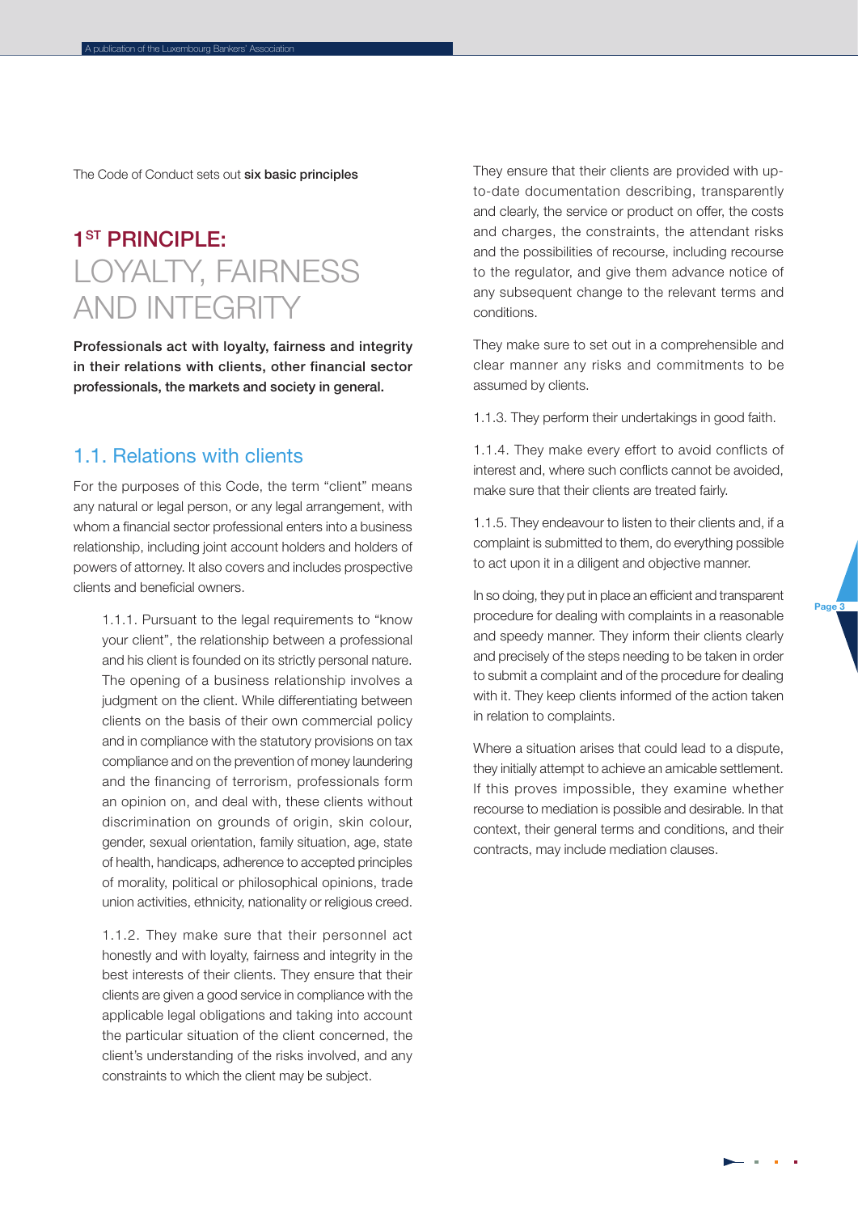The Code of Conduct sets out **six basic principles**

# 1ST PRINCIPLE: LOYALTY, FAIRNESS AND INTEGRITY

**Professionals act with loyalty, fairness and integrity in their relations with clients, other financial sector professionals, the markets and society in general.**

## 1.1. Relations with clients

For the purposes of this Code, the term "client" means any natural or legal person, or any legal arrangement, with whom a financial sector professional enters into a business relationship, including joint account holders and holders of powers of attorney. It also covers and includes prospective clients and beneficial owners.

1.1.1. Pursuant to the legal requirements to "know your client", the relationship between a professional and his client is founded on its strictly personal nature. The opening of a business relationship involves a judgment on the client. While differentiating between clients on the basis of their own commercial policy and in compliance with the statutory provisions on tax compliance and on the prevention of money laundering and the financing of terrorism, professionals form an opinion on, and deal with, these clients without discrimination on grounds of origin, skin colour, gender, sexual orientation, family situation, age, state of health, handicaps, adherence to accepted principles of morality, political or philosophical opinions, trade union activities, ethnicity, nationality or religious creed.

1.1.2. They make sure that their personnel act honestly and with loyalty, fairness and integrity in the best interests of their clients. They ensure that their clients are given a good service in compliance with the applicable legal obligations and taking into account the particular situation of the client concerned, the client's understanding of the risks involved, and any constraints to which the client may be subject.

They ensure that their clients are provided with up-to-date documentation describing, transparently and clearly, the service or product on offer, the costs and charges, the constraints, the attendant risks and the possibilities of recourse, including recourse to the regulator, and give them advance notice of any subsequent change to the relevant terms and conditions.

They make sure to set out in a comprehensible and clear manner any risks and commitments to be assumed by clients.

1.1.3. They perform their undertakings in good faith.

1.1.4. They make every effort to avoid conflicts of interest and, where such conflicts cannot be avoided, make sure that their clients are treated fairly.

1.1.5. They endeavour to listen to their clients and, if a complaint is submitted to them, do everything possible to act upon it in a diligent and objective manner.

In so doing, they put in place an efficient and transparent procedure for dealing with complaints in a reasonable and speedy manner. They inform their clients clearly and precisely of the steps needing to be taken in order to submit a complaint and of the procedure for dealing with it. They keep clients informed of the action taken in relation to complaints.

Where a situation arises that could lead to a dispute, they initially attempt to achieve an amicable settlement. If this proves impossible, they examine whether recourse to mediation is possible and desirable. In that context, their general terms and conditions, and their contracts, may include mediation clauses.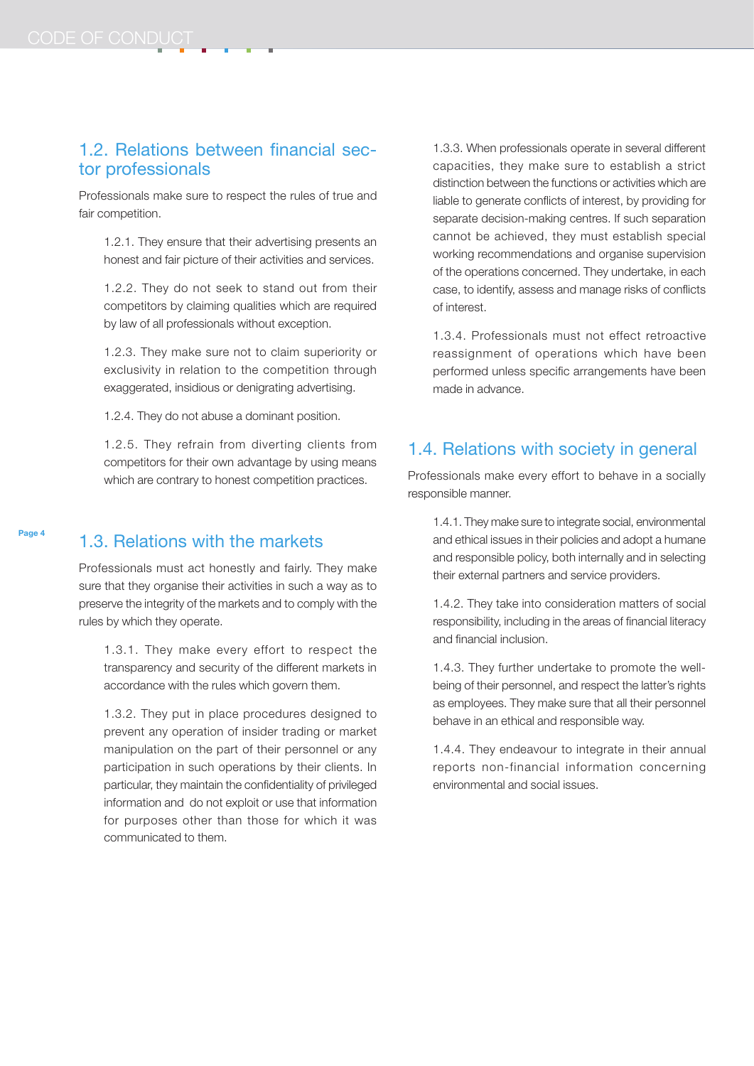## 1.2. Relations between financial sector professionals

Professionals make sure to respect the rules of true and fair competition.

1.2.1. They ensure that their advertising presents an honest and fair picture of their activities and services.

1.2.2. They do not seek to stand out from their competitors by claiming qualities which are required by law of all professionals without exception.

1.2.3. They make sure not to claim superiority or exclusivity in relation to the competition through exaggerated, insidious or denigrating advertising.

1.2.4. They do not abuse a dominant position.

1.2.5. They refrain from diverting clients from competitors for their own advantage by using means which are contrary to honest competition practices.

## 1.3. Relations with the markets

Professionals must act honestly and fairly. They make sure that they organise their activities in such a way as to preserve the integrity of the markets and to comply with the rules by which they operate.

1.3.1. They make every effort to respect the transparency and security of the different markets in accordance with the rules which govern them.

1.3.2. They put in place procedures designed to prevent any operation of insider trading or market manipulation on the part of their personnel or any participation in such operations by their clients. In particular, they maintain the confidentiality of privileged information and do not exploit or use that information for purposes other than those for which it was communicated to them.

1.3.3. When professionals operate in several different capacities, they make sure to establish a strict distinction between the functions or activities which are liable to generate conflicts of interest, by providing for separate decision-making centres. If such separation cannot be achieved, they must establish special working recommendations and organise supervision of the operations concerned. They undertake, in each case, to identify, assess and manage risks of conflicts of interest.

1.3.4. Professionals must not effect retroactive reassignment of operations which have been performed unless specific arrangements have been made in advance.

## 1.4. Relations with society in general

Professionals make every effort to behave in a socially responsible manner.

1.4.1. They make sure to integrate social, environmental and ethical issues in their policies and adopt a humane and responsible policy, both internally and in selecting their external partners and service providers.

1.4.2. They take into consideration matters of social responsibility, including in the areas of financial literacy and financial inclusion.

1.4.3. They further undertake to promote the well-being of their personnel, and respect the latter's rights as employees. They make sure that all their personnel behave in an ethical and responsible way.

1.4.4. They endeavour to integrate in their annual reports non-financial information concerning environmental and social issues.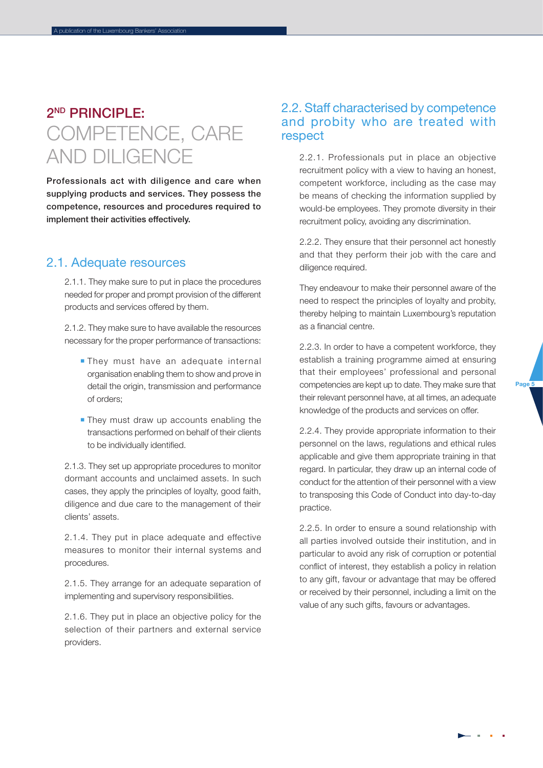# 2ND PRINCIPLE: COMPETENCE, CARE AND DILIGENCE

**Professionals act with diligence and care when supplying products and services. They possess the competence, resources and procedures required to implement their activities effectively.**

## 2.1. Adequate resources

2.1.1. They make sure to put in place the procedures needed for proper and prompt provision of the different products and services offered by them.

2.1.2. They make sure to have available the resources necessary for the proper performance of transactions:

- They must have an adequate internal organisation enabling them to show and prove in detail the origin, transmission and performance of orders;
- They must draw up accounts enabling the transactions performed on behalf of their clients to be individually identified.

2.1.3. They set up appropriate procedures to monitor dormant accounts and unclaimed assets. In such cases, they apply the principles of loyalty, good faith, diligence and due care to the management of their clients' assets.

2.1.4. They put in place adequate and effective measures to monitor their internal systems and procedures.

2.1.5. They arrange for an adequate separation of implementing and supervisory responsibilities.

2.1.6. They put in place an objective policy for the selection of their partners and external service providers.

## 2.2. Staff characterised by competence and probity who are treated with respect

2.2.1. Professionals put in place an objective recruitment policy with a view to having an honest, competent workforce, including as the case may be means of checking the information supplied by would-be employees. They promote diversity in their recruitment policy, avoiding any discrimination.

2.2.2. They ensure that their personnel act honestly and that they perform their job with the care and diligence required.

They endeavour to make their personnel aware of the need to respect the principles of loyalty and probity, thereby helping to maintain Luxembourg's reputation as a financial centre.

2.2.3. In order to have a competent workforce, they establish a training programme aimed at ensuring that their employees' professional and personal competencies are kept up to date. They make sure that their relevant personnel have, at all times, an adequate knowledge of the products and services on offer.

2.2.4. They provide appropriate information to their personnel on the laws, regulations and ethical rules applicable and give them appropriate training in that regard. In particular, they draw up an internal code of conduct for the attention of their personnel with a view to transposing this Code of Conduct into day-to-day practice.

2.2.5. In order to ensure a sound relationship with all parties involved outside their institution, and in particular to avoid any risk of corruption or potential conflict of interest, they establish a policy in relation to any gift, favour or advantage that may be offered or received by their personnel, including a limit on the value of any such gifts, favours or advantages.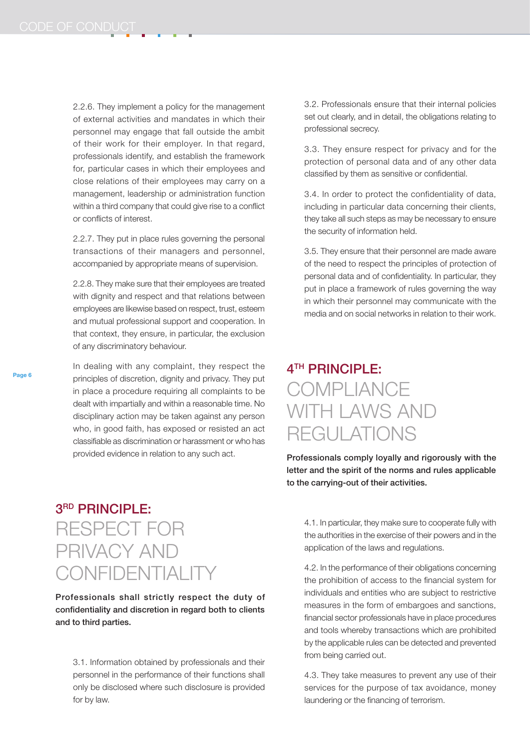2.2.6. They implement a policy for the management of external activities and mandates in which their personnel may engage that fall outside the ambit of their work for their employer. In that regard, professionals identify, and establish the framework for, particular cases in which their employees and close relations of their employees may carry on a management, leadership or administration function within a third company that could give rise to a conflict or conflicts of interest.

2.2.7. They put in place rules governing the personal transactions of their managers and personnel, accompanied by appropriate means of supervision.

2.2.8. They make sure that their employees are treated with dignity and respect and that relations between employees are likewise based on respect, trust, esteem and mutual professional support and cooperation. In that context, they ensure, in particular, the exclusion of any discriminatory behaviour.

In dealing with any complaint, they respect the principles of discretion, dignity and privacy. They put in place a procedure requiring all complaints to be dealt with impartially and within a reasonable time. No disciplinary action may be taken against any person who, in good faith, has exposed or resisted an act classifiable as discrimination or harassment or who has provided evidence in relation to any such act.

## 3RD PRINCIPLE: RESPECT FOR PRIVACY AND CONFIDENTIALITY

**Professionals shall strictly respect the duty of confidentiality and discretion in regard both to clients and to third parties.**

3.1. Information obtained by professionals and their personnel in the performance of their functions shall only be disclosed where such disclosure is provided for by law.

3.2. Professionals ensure that their internal policies set out clearly, and in detail, the obligations relating to professional secrecy.

3.3. They ensure respect for privacy and for the protection of personal data and of any other data classified by them as sensitive or confidential.

3.4. In order to protect the confidentiality of data, including in particular data concerning their clients, they take all such steps as may be necessary to ensure the security of information held.

3.5. They ensure that their personnel are made aware of the need to respect the principles of protection of personal data and of confidentiality. In particular, they put in place a framework of rules governing the way in which their personnel may communicate with the media and on social networks in relation to their work.

## 4TH PRINCIPLE: COMPLIANCE WITH LAWS AND REGULATIONS

**Professionals comply loyally and rigorously with the letter and the spirit of the norms and rules applicable to the carrying-out of their activities.**

4.1. In particular, they make sure to cooperate fully with the authorities in the exercise of their powers and in the application of the laws and regulations.

4.2. In the performance of their obligations concerning the prohibition of access to the financial system for individuals and entities who are subject to restrictive measures in the form of embargoes and sanctions, financial sector professionals have in place procedures and tools whereby transactions which are prohibited by the applicable rules can be detected and prevented from being carried out.

4.3. They take measures to prevent any use of their services for the purpose of tax avoidance, money laundering or the financing of terrorism.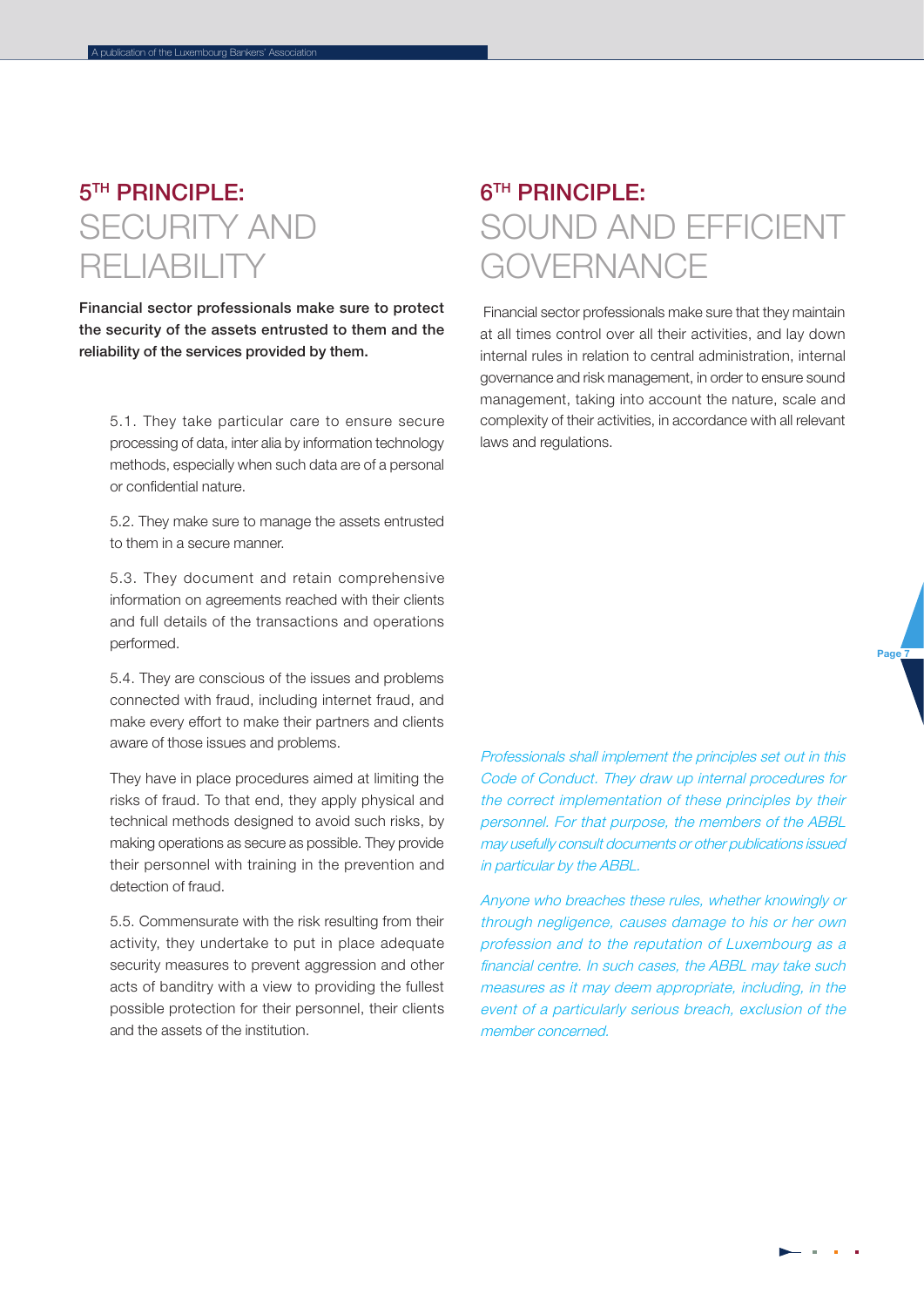## 5TH PRINCIPLE: SECURITY AND RELIABILITY

**Financial sector professionals make sure to protect the security of the assets entrusted to them and the reliability of the services provided by them.**

5.1. They take particular care to ensure secure processing of data, inter alia by information technology methods, especially when such data are of a personal or confidential nature.

5.2. They make sure to manage the assets entrusted to them in a secure manner.

5.3. They document and retain comprehensive information on agreements reached with their clients and full details of the transactions and operations performed.

5.4. They are conscious of the issues and problems connected with fraud, including internet fraud, and make every effort to make their partners and clients aware of those issues and problems.

They have in place procedures aimed at limiting the risks of fraud. To that end, they apply physical and technical methods designed to avoid such risks, by making operations as secure as possible. They provide their personnel with training in the prevention and detection of fraud.

5.5. Commensurate with the risk resulting from their activity, they undertake to put in place adequate security measures to prevent aggression and other acts of banditry with a view to providing the fullest possible protection for their personnel, their clients and the assets of the institution.

## 6TH PRINCIPLE: SOUND AND EFFICIENT GOVERNANCE

Financial sector professionals make sure that they maintain at all times control over all their activities, and lay down internal rules in relation to central administration, internal governance and risk management, in order to ensure sound management, taking into account the nature, scale and complexity of their activities, in accordance with all relevant laws and regulations.

*Professionals shall implement the principles set out in this Code of Conduct. They draw up internal procedures for the correct implementation of these principles by their personnel. For that purpose, the members of the ABBL may usefully consult documents or other publications issued in particular by the ABBL.*

*Anyone who breaches these rules, whether knowingly or through negligence, causes damage to his or her own profession and to the reputation of Luxembourg as a financial centre. In such cases, the ABBL may take such measures as it may deem appropriate, including, in the event of a particularly serious breach, exclusion of the member concerned.*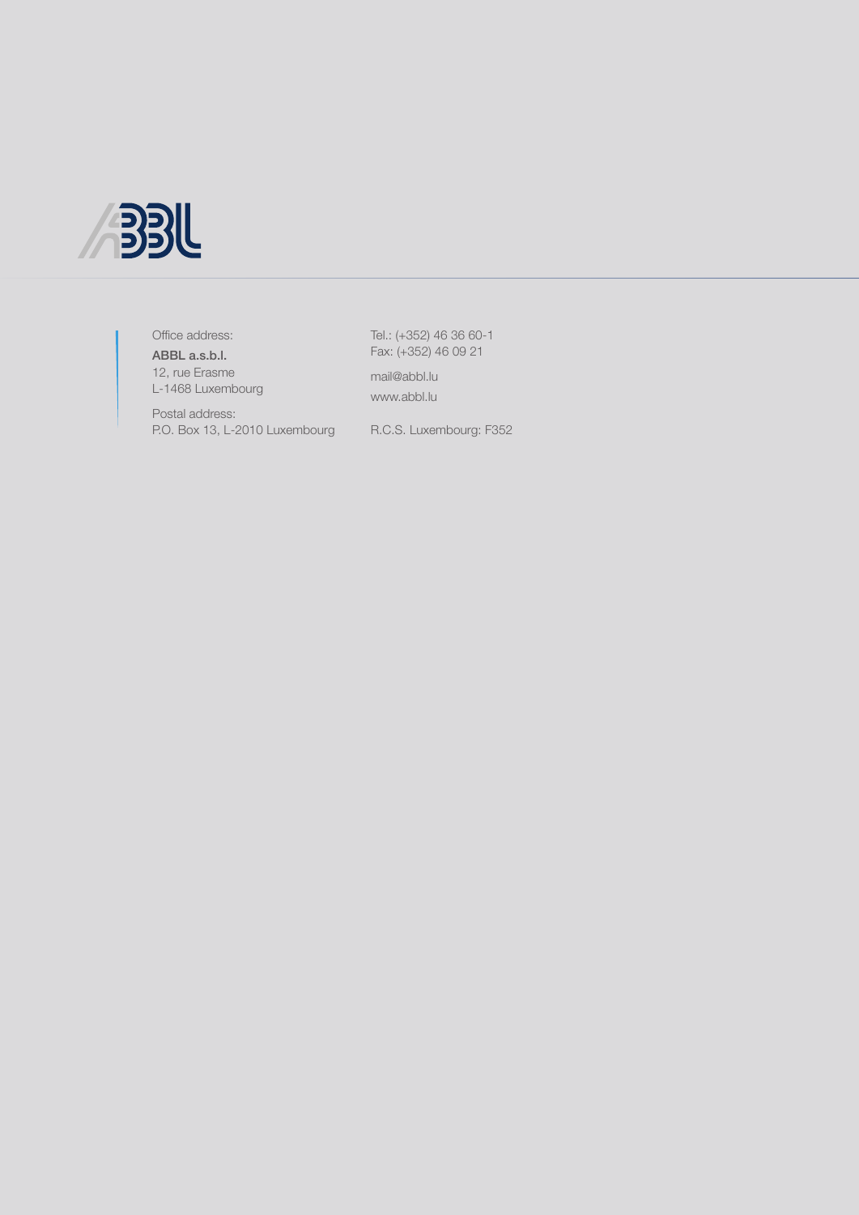Office address:

**ABBL a.s.b.l.**
12, rue Erasme
L-1468 Luxembourg

Postal address:
P.O. Box 13, L-2010 Luxembourg

Tel.: (+352) 46 36 60-1
Fax: (+352) 46 09 21

mail@abbl.lu
www.abbl.lu

R.C.S. Luxembourg: F352